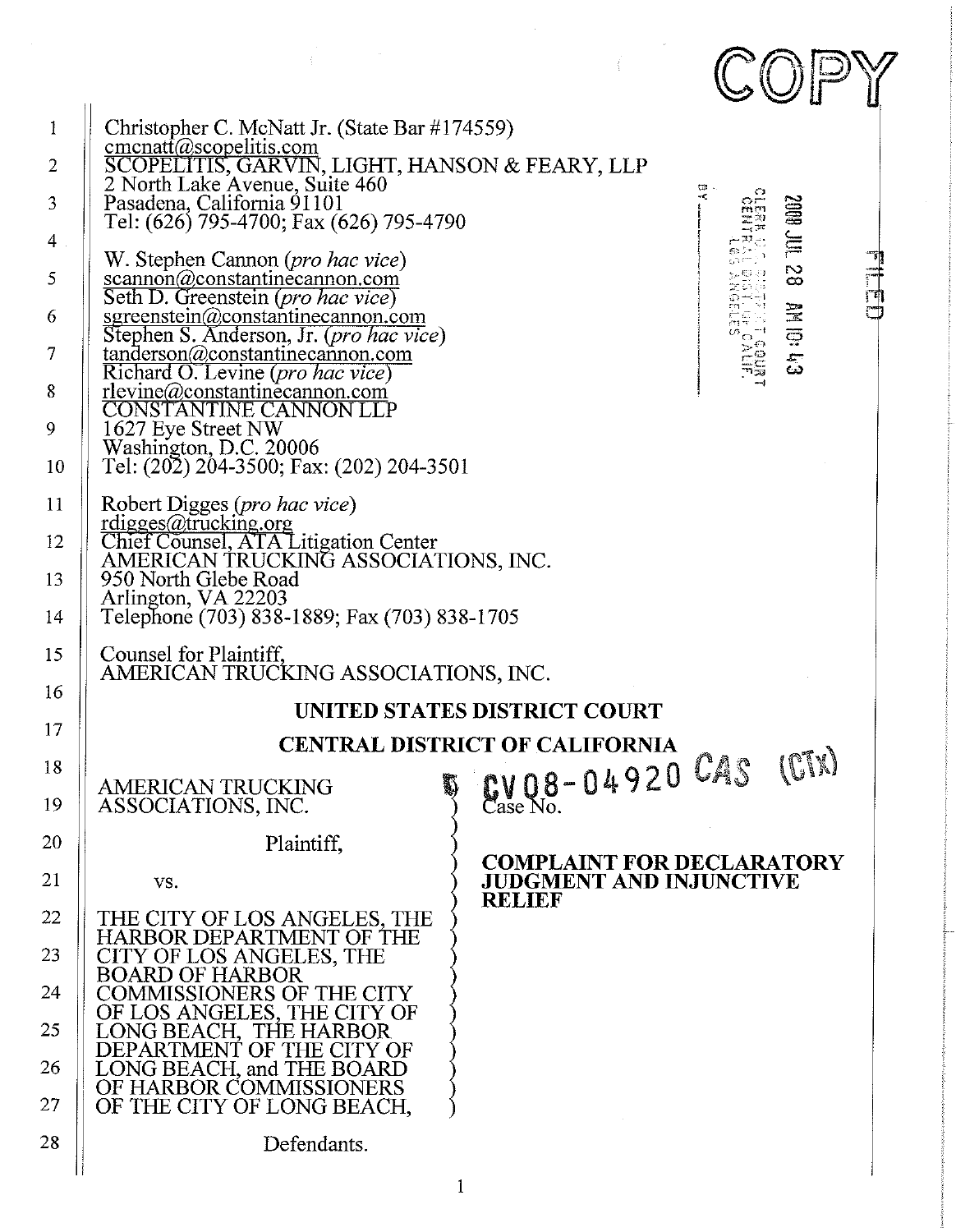COPY

Christopher C. McNatt Jr. (State Bar #174559)
cmcnatt@scopelitis.com
SCOPELITIS, GARVIN, LIGHT, HANSON & FEARY, LLP
2 North Lake Avenue, Suite 460
Pasadena, California 91101
Tel: (626) 795-4700; Fax (626) 795-4790

W. Stephen Cannon (*pro hac vice*)
scannon@constantinecannon.com
Seth D. Greenstein (*pro hac vice*)
sgreenstein@constantinecannon.com
Stephen S. Anderson, Jr. (*pro hac vice*)
tanderson@constantinecannon.com
Richard O. Levine (*pro hac vice*)
rlevine@constantinecannon.com
CONSTANTINE CANNON LLP
1627 Eye Street NW
Washington, D.C. 20006
Tel: (202) 204-3500; Fax: (202) 204-3501

Robert Digges (*pro hac vice*)
rdigges@trucking.org
Chief Counsel, ATA Litigation Center
AMERICAN TRUCKING ASSOCIATIONS, INC.
950 North Glebe Road
Arlington, VA 22203
Telephone (703) 838-1889; Fax (703) 838-1705

Counsel for Plaintiff,
AMERICAN TRUCKING ASSOCIATIONS, INC.

FILED
2008 JUL 28 AM 10:43
CLERK U.S. DISTRICT COURT
CENTRAL DIST. OF CALIF.
LOS ANGELES
BY

**UNITED STATES DISTRICT COURT**

**CENTRAL DISTRICT OF CALIFORNIA**

AMERICAN TRUCKING ASSOCIATIONS, INC.

Plaintiff,

vs.

THE CITY OF LOS ANGELES, THE HARBOR DEPARTMENT OF THE CITY OF LOS ANGELES, THE BOARD OF HARBOR COMMISSIONERS OF THE CITY OF LOS ANGELES, THE CITY OF LONG BEACH, THE HARBOR DEPARTMENT OF THE CITY OF LONG BEACH, and THE BOARD OF HARBOR COMMISSIONERS OF THE CITY OF LONG BEACH,

Defendants.

Case No. CV08-04920 CAS (CTx)

**COMPLAINT FOR DECLARATORY JUDGMENT AND INJUNCTIVE RELIEF**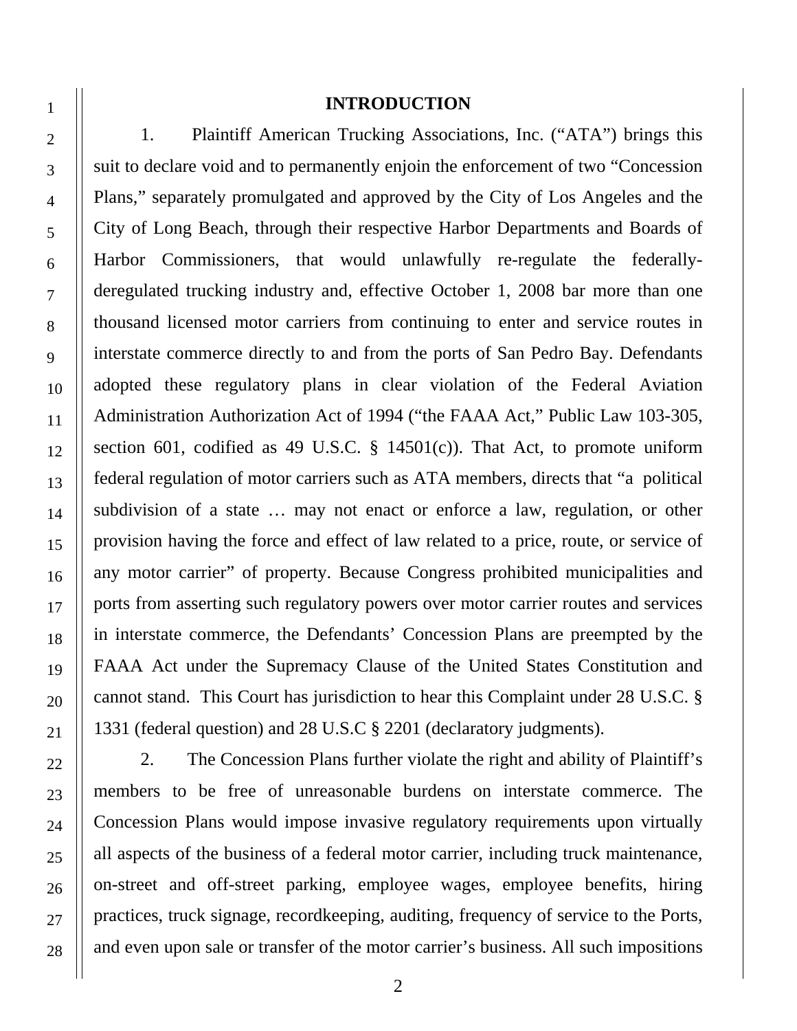## INTRODUCTION

1. Plaintiff American Trucking Associations, Inc. ("ATA") brings this suit to declare void and to permanently enjoin the enforcement of two "Concession Plans," separately promulgated and approved by the City of Los Angeles and the City of Long Beach, through their respective Harbor Departments and Boards of Harbor Commissioners, that would unlawfully re-regulate the federally-deregulated trucking industry and, effective October 1, 2008 bar more than one thousand licensed motor carriers from continuing to enter and service routes in interstate commerce directly to and from the ports of San Pedro Bay. Defendants adopted these regulatory plans in clear violation of the Federal Aviation Administration Authorization Act of 1994 ("the FAAA Act," Public Law 103-305, section 601, codified as 49 U.S.C. § 14501(c)). That Act, to promote uniform federal regulation of motor carriers such as ATA members, directs that "a political subdivision of a state … may not enact or enforce a law, regulation, or other provision having the force and effect of law related to a price, route, or service of any motor carrier" of property. Because Congress prohibited municipalities and ports from asserting such regulatory powers over motor carrier routes and services in interstate commerce, the Defendants' Concession Plans are preempted by the FAAA Act under the Supremacy Clause of the United States Constitution and cannot stand. This Court has jurisdiction to hear this Complaint under 28 U.S.C. § 1331 (federal question) and 28 U.S.C § 2201 (declaratory judgments).

2. The Concession Plans further violate the right and ability of Plaintiff's members to be free of unreasonable burdens on interstate commerce. The Concession Plans would impose invasive regulatory requirements upon virtually all aspects of the business of a federal motor carrier, including truck maintenance, on-street and off-street parking, employee wages, employee benefits, hiring practices, truck signage, recordkeeping, auditing, frequency of service to the Ports, and even upon sale or transfer of the motor carrier's business. All such impositions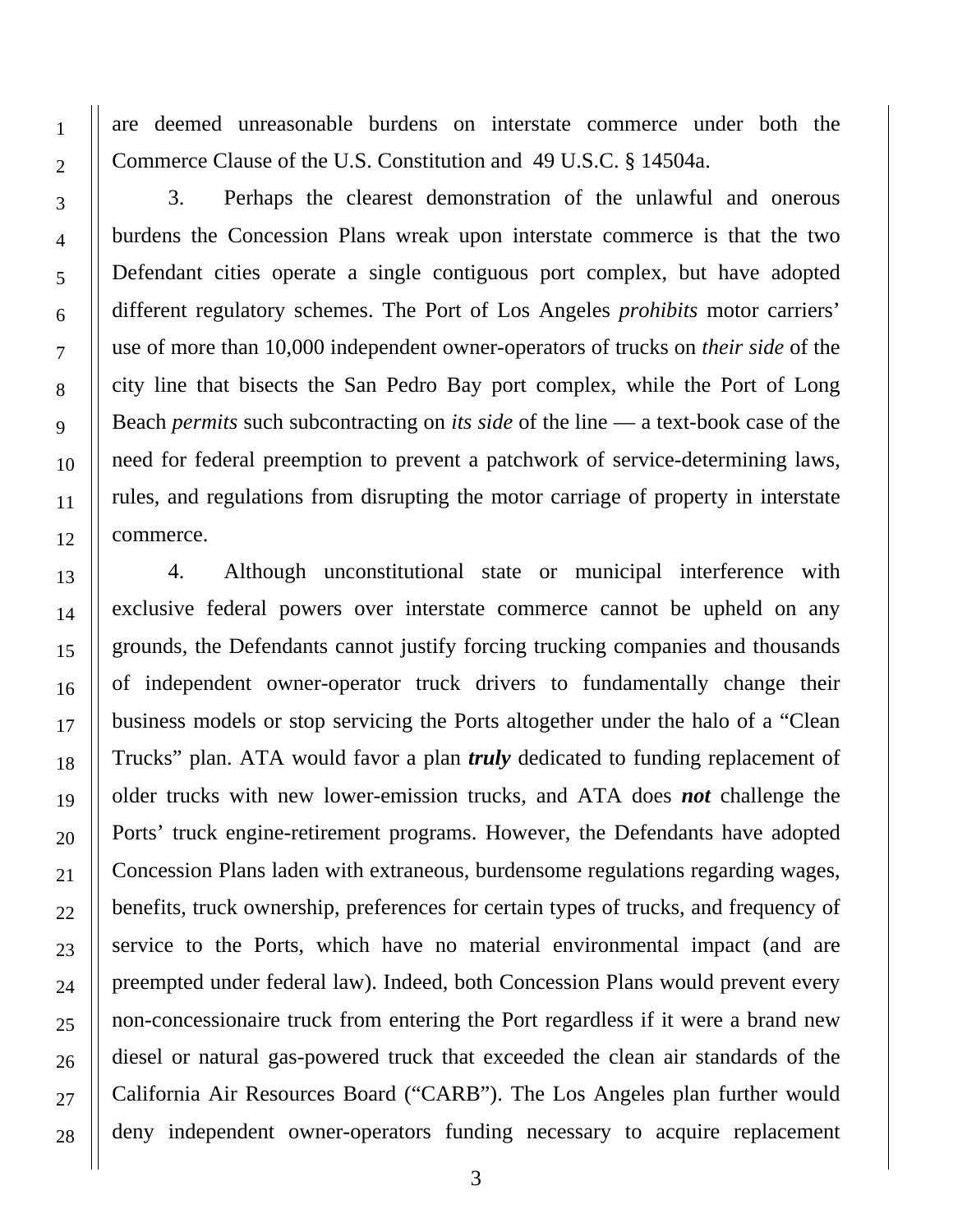are deemed unreasonable burdens on interstate commerce under both the Commerce Clause of the U.S. Constitution and 49 U.S.C. § 14504a.

3. Perhaps the clearest demonstration of the unlawful and onerous burdens the Concession Plans wreak upon interstate commerce is that the two Defendant cities operate a single contiguous port complex, but have adopted different regulatory schemes. The Port of Los Angeles *prohibits* motor carriers' use of more than 10,000 independent owner-operators of trucks on *their side* of the city line that bisects the San Pedro Bay port complex, while the Port of Long Beach *permits* such subcontracting on *its side* of the line — a text-book case of the need for federal preemption to prevent a patchwork of service-determining laws, rules, and regulations from disrupting the motor carriage of property in interstate commerce.

4. Although unconstitutional state or municipal interference with exclusive federal powers over interstate commerce cannot be upheld on any grounds, the Defendants cannot justify forcing trucking companies and thousands of independent owner-operator truck drivers to fundamentally change their business models or stop servicing the Ports altogether under the halo of a "Clean Trucks" plan. ATA would favor a plan ***truly*** dedicated to funding replacement of older trucks with new lower-emission trucks, and ATA does ***not*** challenge the Ports' truck engine-retirement programs. However, the Defendants have adopted Concession Plans laden with extraneous, burdensome regulations regarding wages, benefits, truck ownership, preferences for certain types of trucks, and frequency of service to the Ports, which have no material environmental impact (and are preempted under federal law). Indeed, both Concession Plans would prevent every non-concessionaire truck from entering the Port regardless if it were a brand new diesel or natural gas-powered truck that exceeded the clean air standards of the California Air Resources Board ("CARB"). The Los Angeles plan further would deny independent owner-operators funding necessary to acquire replacement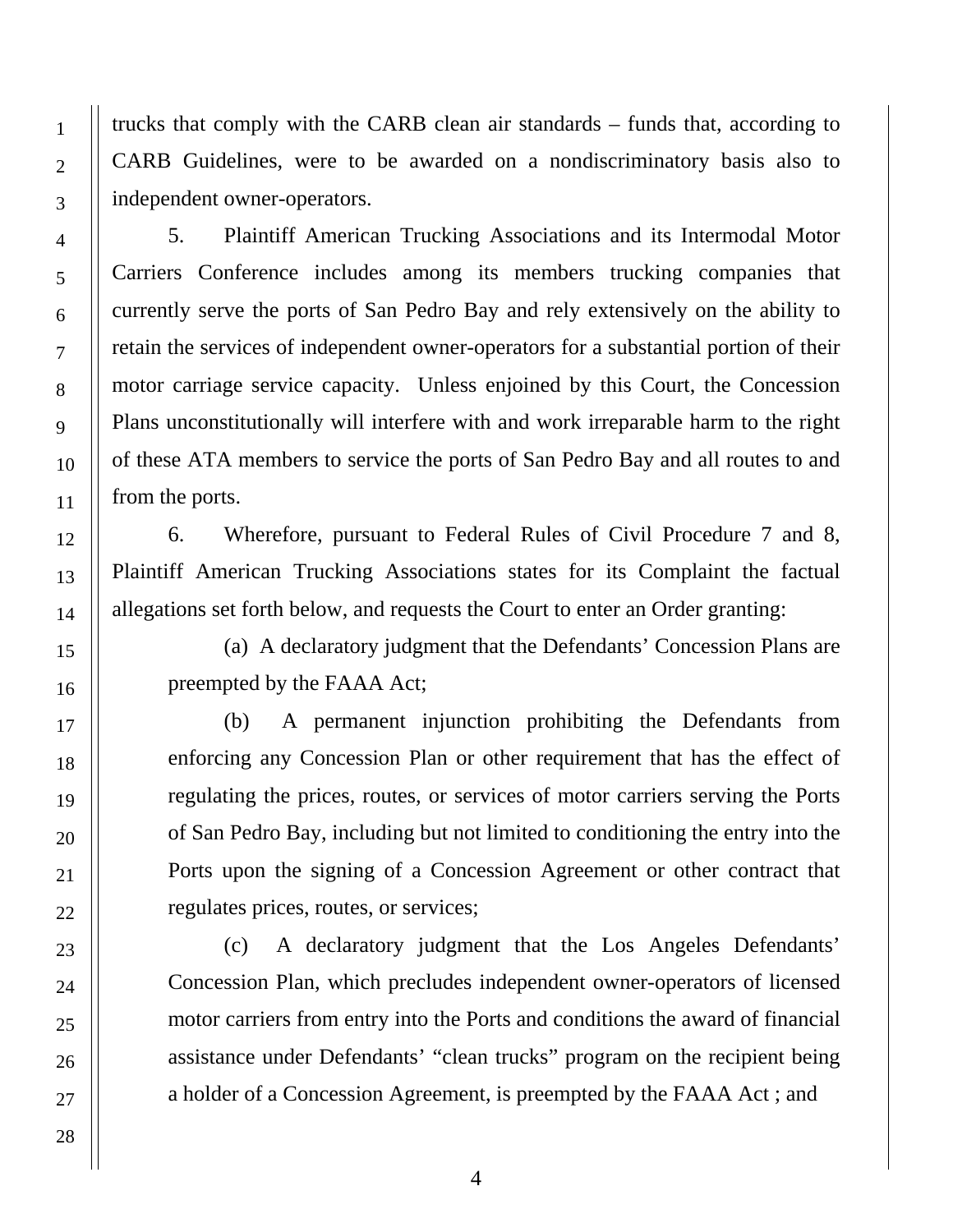trucks that comply with the CARB clean air standards – funds that, according to CARB Guidelines, were to be awarded on a nondiscriminatory basis also to independent owner-operators.

5. Plaintiff American Trucking Associations and its Intermodal Motor Carriers Conference includes among its members trucking companies that currently serve the ports of San Pedro Bay and rely extensively on the ability to retain the services of independent owner-operators for a substantial portion of their motor carriage service capacity. Unless enjoined by this Court, the Concession Plans unconstitutionally will interfere with and work irreparable harm to the right of these ATA members to service the ports of San Pedro Bay and all routes to and from the ports.

6. Wherefore, pursuant to Federal Rules of Civil Procedure 7 and 8, Plaintiff American Trucking Associations states for its Complaint the factual allegations set forth below, and requests the Court to enter an Order granting:

(a) A declaratory judgment that the Defendants' Concession Plans are preempted by the FAAA Act;

(b) A permanent injunction prohibiting the Defendants from enforcing any Concession Plan or other requirement that has the effect of regulating the prices, routes, or services of motor carriers serving the Ports of San Pedro Bay, including but not limited to conditioning the entry into the Ports upon the signing of a Concession Agreement or other contract that regulates prices, routes, or services;

(c) A declaratory judgment that the Los Angeles Defendants' Concession Plan, which precludes independent owner-operators of licensed motor carriers from entry into the Ports and conditions the award of financial assistance under Defendants' "clean trucks" program on the recipient being a holder of a Concession Agreement, is preempted by the FAAA Act ; and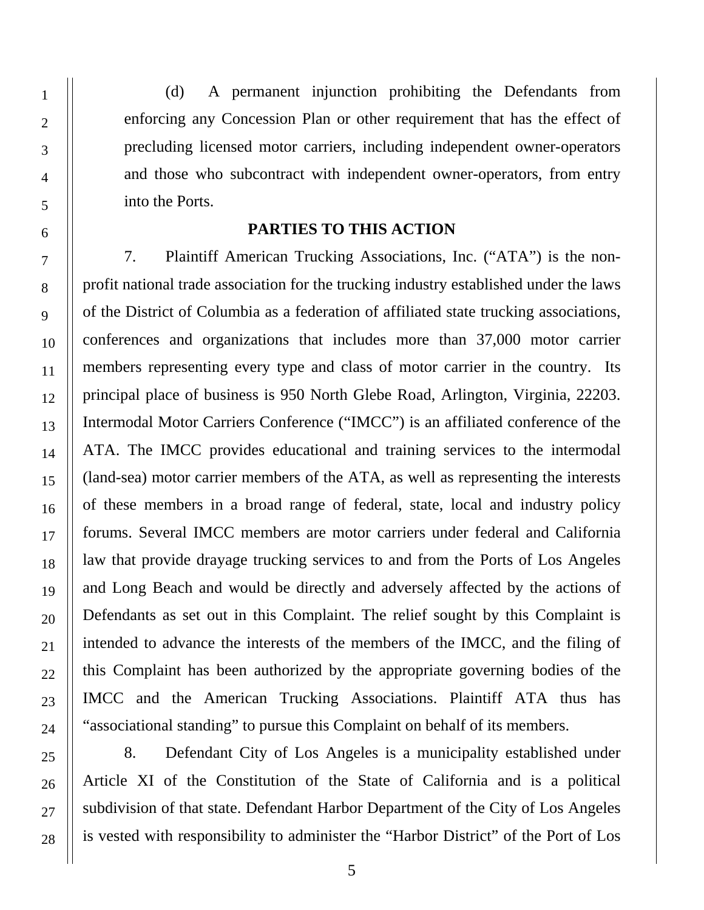(d) A permanent injunction prohibiting the Defendants from enforcing any Concession Plan or other requirement that has the effect of precluding licensed motor carriers, including independent owner-operators and those who subcontract with independent owner-operators, from entry into the Ports.

## PARTIES TO THIS ACTION

7. Plaintiff American Trucking Associations, Inc. ("ATA") is the non-profit national trade association for the trucking industry established under the laws of the District of Columbia as a federation of affiliated state trucking associations, conferences and organizations that includes more than 37,000 motor carrier members representing every type and class of motor carrier in the country. Its principal place of business is 950 North Glebe Road, Arlington, Virginia, 22203. Intermodal Motor Carriers Conference ("IMCC") is an affiliated conference of the ATA. The IMCC provides educational and training services to the intermodal (land-sea) motor carrier members of the ATA, as well as representing the interests of these members in a broad range of federal, state, local and industry policy forums. Several IMCC members are motor carriers under federal and California law that provide drayage trucking services to and from the Ports of Los Angeles and Long Beach and would be directly and adversely affected by the actions of Defendants as set out in this Complaint. The relief sought by this Complaint is intended to advance the interests of the members of the IMCC, and the filing of this Complaint has been authorized by the appropriate governing bodies of the IMCC and the American Trucking Associations. Plaintiff ATA thus has "associational standing" to pursue this Complaint on behalf of its members.

8. Defendant City of Los Angeles is a municipality established under Article XI of the Constitution of the State of California and is a political subdivision of that state. Defendant Harbor Department of the City of Los Angeles is vested with responsibility to administer the "Harbor District" of the Port of Los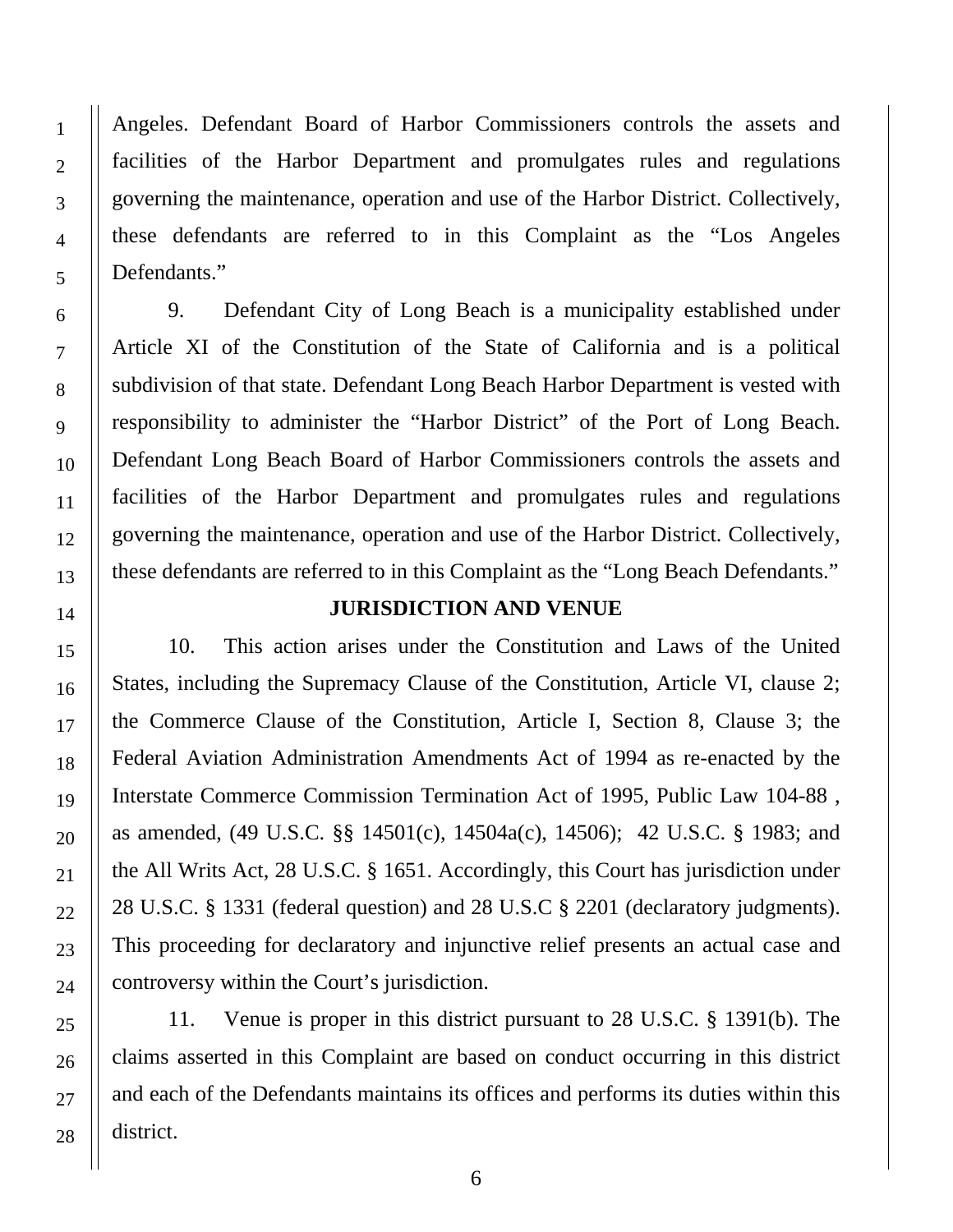Angeles. Defendant Board of Harbor Commissioners controls the assets and facilities of the Harbor Department and promulgates rules and regulations governing the maintenance, operation and use of the Harbor District. Collectively, these defendants are referred to in this Complaint as the "Los Angeles Defendants."

9. Defendant City of Long Beach is a municipality established under Article XI of the Constitution of the State of California and is a political subdivision of that state. Defendant Long Beach Harbor Department is vested with responsibility to administer the "Harbor District" of the Port of Long Beach. Defendant Long Beach Board of Harbor Commissioners controls the assets and facilities of the Harbor Department and promulgates rules and regulations governing the maintenance, operation and use of the Harbor District. Collectively, these defendants are referred to in this Complaint as the "Long Beach Defendants."

## JURISDICTION AND VENUE

10. This action arises under the Constitution and Laws of the United States, including the Supremacy Clause of the Constitution, Article VI, clause 2; the Commerce Clause of the Constitution, Article I, Section 8, Clause 3; the Federal Aviation Administration Amendments Act of 1994 as re-enacted by the Interstate Commerce Commission Termination Act of 1995, Public Law 104-88 , as amended, (49 U.S.C. §§ 14501(c), 14504a(c), 14506); 42 U.S.C. § 1983; and the All Writs Act, 28 U.S.C. § 1651. Accordingly, this Court has jurisdiction under 28 U.S.C. § 1331 (federal question) and 28 U.S.C § 2201 (declaratory judgments). This proceeding for declaratory and injunctive relief presents an actual case and controversy within the Court's jurisdiction.

11. Venue is proper in this district pursuant to 28 U.S.C. § 1391(b). The claims asserted in this Complaint are based on conduct occurring in this district and each of the Defendants maintains its offices and performs its duties within this district.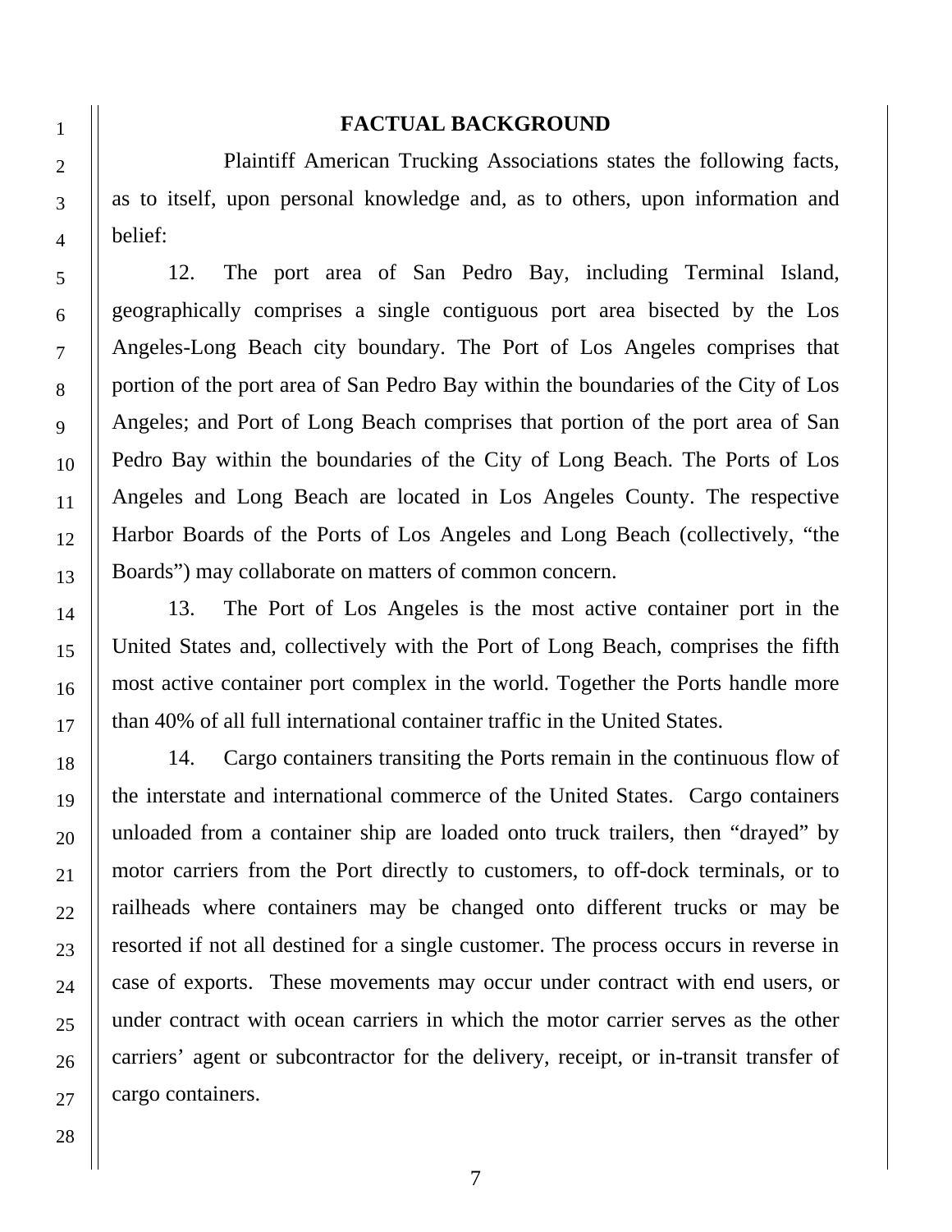## FACTUAL BACKGROUND

Plaintiff American Trucking Associations states the following facts, as to itself, upon personal knowledge and, as to others, upon information and belief:

12. The port area of San Pedro Bay, including Terminal Island, geographically comprises a single contiguous port area bisected by the Los Angeles-Long Beach city boundary. The Port of Los Angeles comprises that portion of the port area of San Pedro Bay within the boundaries of the City of Los Angeles; and Port of Long Beach comprises that portion of the port area of San Pedro Bay within the boundaries of the City of Long Beach. The Ports of Los Angeles and Long Beach are located in Los Angeles County. The respective Harbor Boards of the Ports of Los Angeles and Long Beach (collectively, "the Boards") may collaborate on matters of common concern.

13. The Port of Los Angeles is the most active container port in the United States and, collectively with the Port of Long Beach, comprises the fifth most active container port complex in the world. Together the Ports handle more than 40% of all full international container traffic in the United States.

14. Cargo containers transiting the Ports remain in the continuous flow of the interstate and international commerce of the United States. Cargo containers unloaded from a container ship are loaded onto truck trailers, then "drayed" by motor carriers from the Port directly to customers, to off-dock terminals, or to railheads where containers may be changed onto different trucks or may be resorted if not all destined for a single customer. The process occurs in reverse in case of exports. These movements may occur under contract with end users, or under contract with ocean carriers in which the motor carrier serves as the other carriers' agent or subcontractor for the delivery, receipt, or in-transit transfer of cargo containers.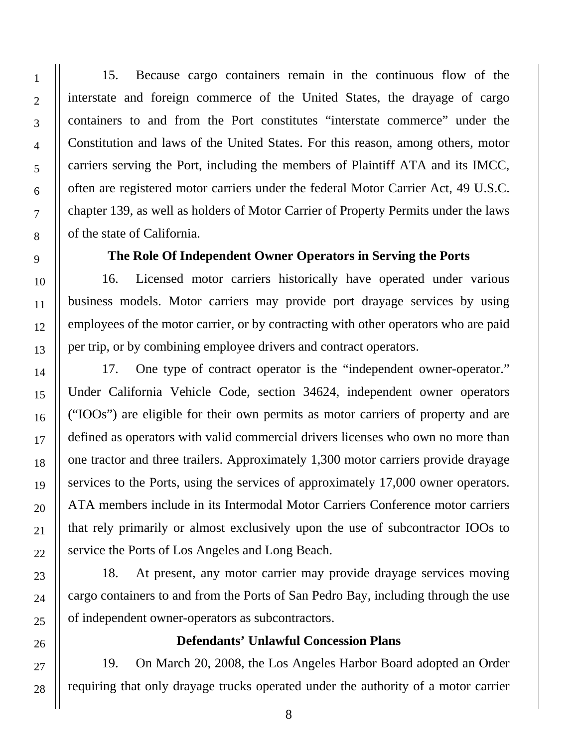15. Because cargo containers remain in the continuous flow of the interstate and foreign commerce of the United States, the drayage of cargo containers to and from the Port constitutes "interstate commerce" under the Constitution and laws of the United States. For this reason, among others, motor carriers serving the Port, including the members of Plaintiff ATA and its IMCC, often are registered motor carriers under the federal Motor Carrier Act, 49 U.S.C. chapter 139, as well as holders of Motor Carrier of Property Permits under the laws of the state of California.

**The Role Of Independent Owner Operators in Serving the Ports**

16. Licensed motor carriers historically have operated under various business models. Motor carriers may provide port drayage services by using employees of the motor carrier, or by contracting with other operators who are paid per trip, or by combining employee drivers and contract operators.

17. One type of contract operator is the "independent owner-operator." Under California Vehicle Code, section 34624, independent owner operators ("IOOs") are eligible for their own permits as motor carriers of property and are defined as operators with valid commercial drivers licenses who own no more than one tractor and three trailers. Approximately 1,300 motor carriers provide drayage services to the Ports, using the services of approximately 17,000 owner operators. ATA members include in its Intermodal Motor Carriers Conference motor carriers that rely primarily or almost exclusively upon the use of subcontractor IOOs to service the Ports of Los Angeles and Long Beach.

18. At present, any motor carrier may provide drayage services moving cargo containers to and from the Ports of San Pedro Bay, including through the use of independent owner-operators as subcontractors.

**Defendants' Unlawful Concession Plans**

19. On March 20, 2008, the Los Angeles Harbor Board adopted an Order requiring that only drayage trucks operated under the authority of a motor carrier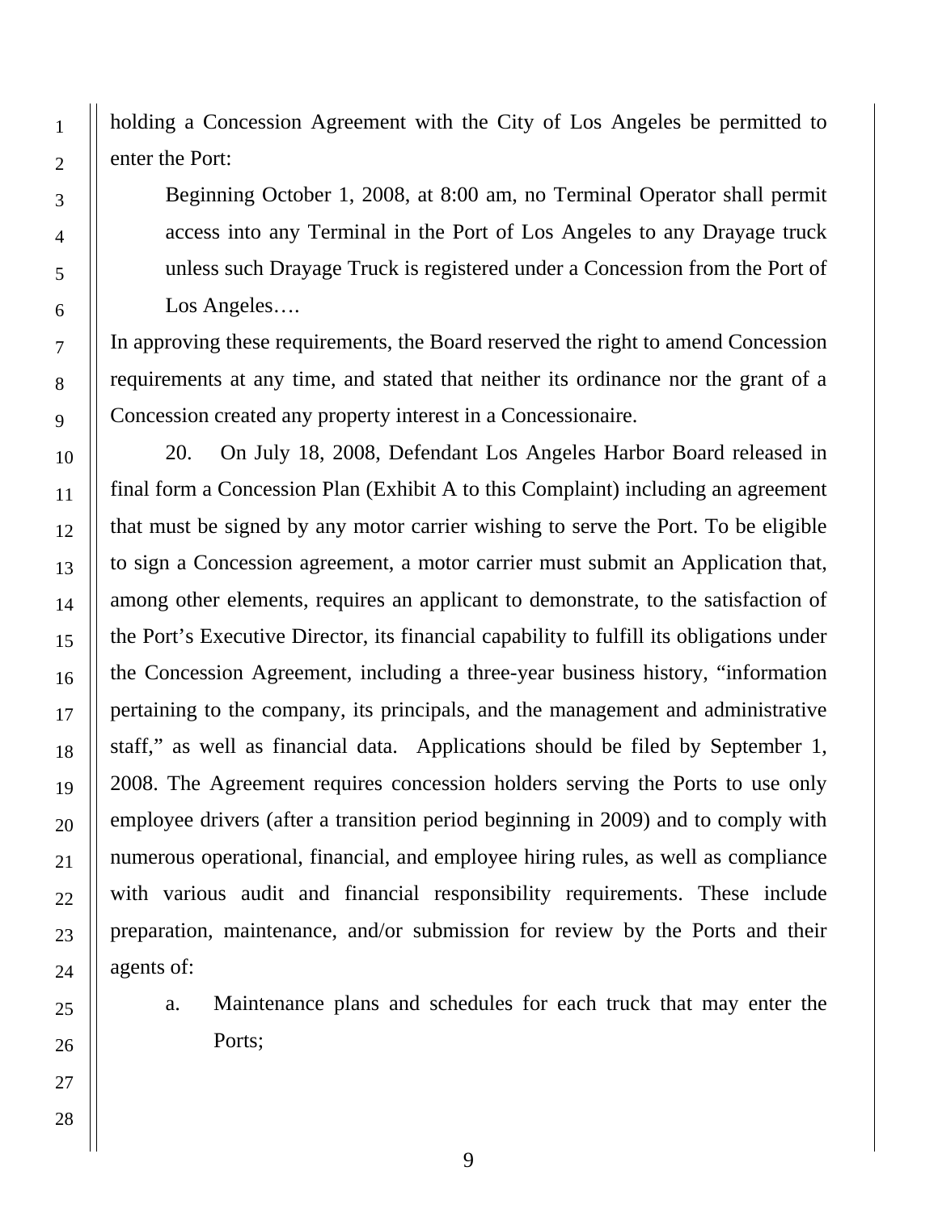holding a Concession Agreement with the City of Los Angeles be permitted to enter the Port:

> Beginning October 1, 2008, at 8:00 am, no Terminal Operator shall permit access into any Terminal in the Port of Los Angeles to any Drayage truck unless such Drayage Truck is registered under a Concession from the Port of Los Angeles….

In approving these requirements, the Board reserved the right to amend Concession requirements at any time, and stated that neither its ordinance nor the grant of a Concession created any property interest in a Concessionaire.

20. On July 18, 2008, Defendant Los Angeles Harbor Board released in final form a Concession Plan (Exhibit A to this Complaint) including an agreement that must be signed by any motor carrier wishing to serve the Port. To be eligible to sign a Concession agreement, a motor carrier must submit an Application that, among other elements, requires an applicant to demonstrate, to the satisfaction of the Port's Executive Director, its financial capability to fulfill its obligations under the Concession Agreement, including a three-year business history, "information pertaining to the company, its principals, and the management and administrative staff," as well as financial data. Applications should be filed by September 1, 2008. The Agreement requires concession holders serving the Ports to use only employee drivers (after a transition period beginning in 2009) and to comply with numerous operational, financial, and employee hiring rules, as well as compliance with various audit and financial responsibility requirements. These include preparation, maintenance, and/or submission for review by the Ports and their agents of:

a. Maintenance plans and schedules for each truck that may enter the Ports;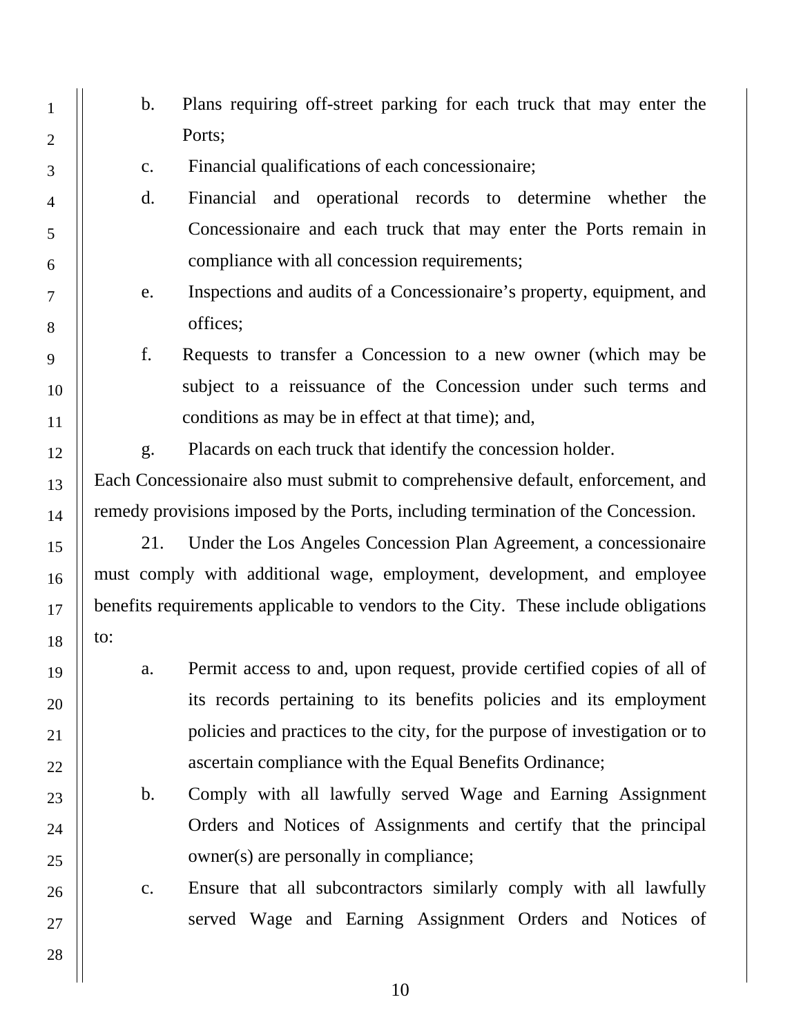b. Plans requiring off-street parking for each truck that may enter the Ports;

c. Financial qualifications of each concessionaire;

d. Financial and operational records to determine whether the Concessionaire and each truck that may enter the Ports remain in compliance with all concession requirements;

e. Inspections and audits of a Concessionaire's property, equipment, and offices;

f. Requests to transfer a Concession to a new owner (which may be subject to a reissuance of the Concession under such terms and conditions as may be in effect at that time); and,

g. Placards on each truck that identify the concession holder.

Each Concessionaire also must submit to comprehensive default, enforcement, and remedy provisions imposed by the Ports, including termination of the Concession.

21. Under the Los Angeles Concession Plan Agreement, a concessionaire must comply with additional wage, employment, development, and employee benefits requirements applicable to vendors to the City. These include obligations to:

a. Permit access to and, upon request, provide certified copies of all of its records pertaining to its benefits policies and its employment policies and practices to the city, for the purpose of investigation or to ascertain compliance with the Equal Benefits Ordinance;

b. Comply with all lawfully served Wage and Earning Assignment Orders and Notices of Assignments and certify that the principal owner(s) are personally in compliance;

c. Ensure that all subcontractors similarly comply with all lawfully served Wage and Earning Assignment Orders and Notices of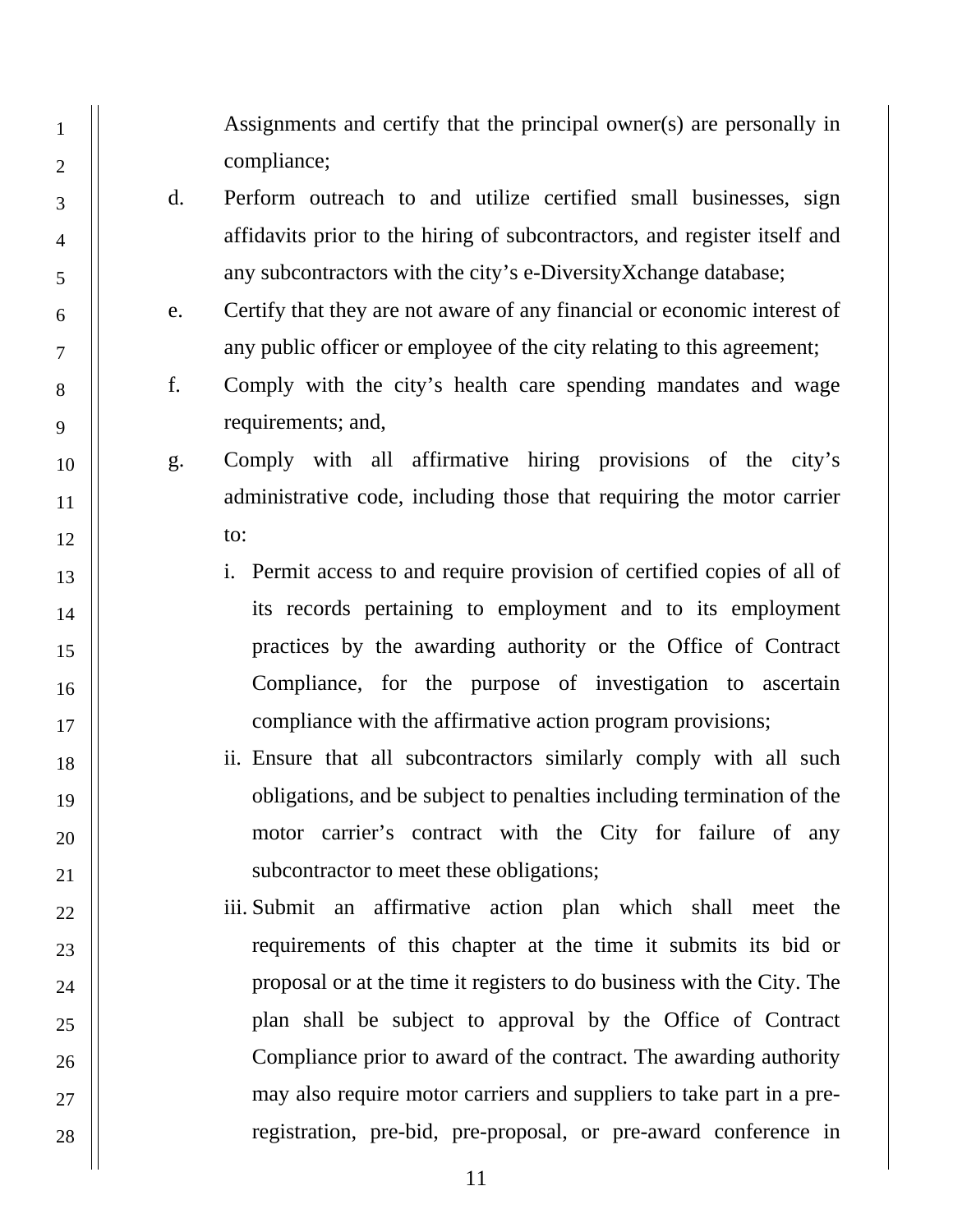Assignments and certify that the principal owner(s) are personally in compliance;

d. Perform outreach to and utilize certified small businesses, sign affidavits prior to the hiring of subcontractors, and register itself and any subcontractors with the city's e-DiversityXchange database;

e. Certify that they are not aware of any financial or economic interest of any public officer or employee of the city relating to this agreement;

f. Comply with the city's health care spending mandates and wage requirements; and,

g. Comply with all affirmative hiring provisions of the city's administrative code, including those that requiring the motor carrier to:

   i. Permit access to and require provision of certified copies of all of its records pertaining to employment and to its employment practices by the awarding authority or the Office of Contract Compliance, for the purpose of investigation to ascertain compliance with the affirmative action program provisions;

   ii. Ensure that all subcontractors similarly comply with all such obligations, and be subject to penalties including termination of the motor carrier's contract with the City for failure of any subcontractor to meet these obligations;

   iii. Submit an affirmative action plan which shall meet the requirements of this chapter at the time it submits its bid or proposal or at the time it registers to do business with the City. The plan shall be subject to approval by the Office of Contract Compliance prior to award of the contract. The awarding authority may also require motor carriers and suppliers to take part in a pre-registration, pre-bid, pre-proposal, or pre-award conference in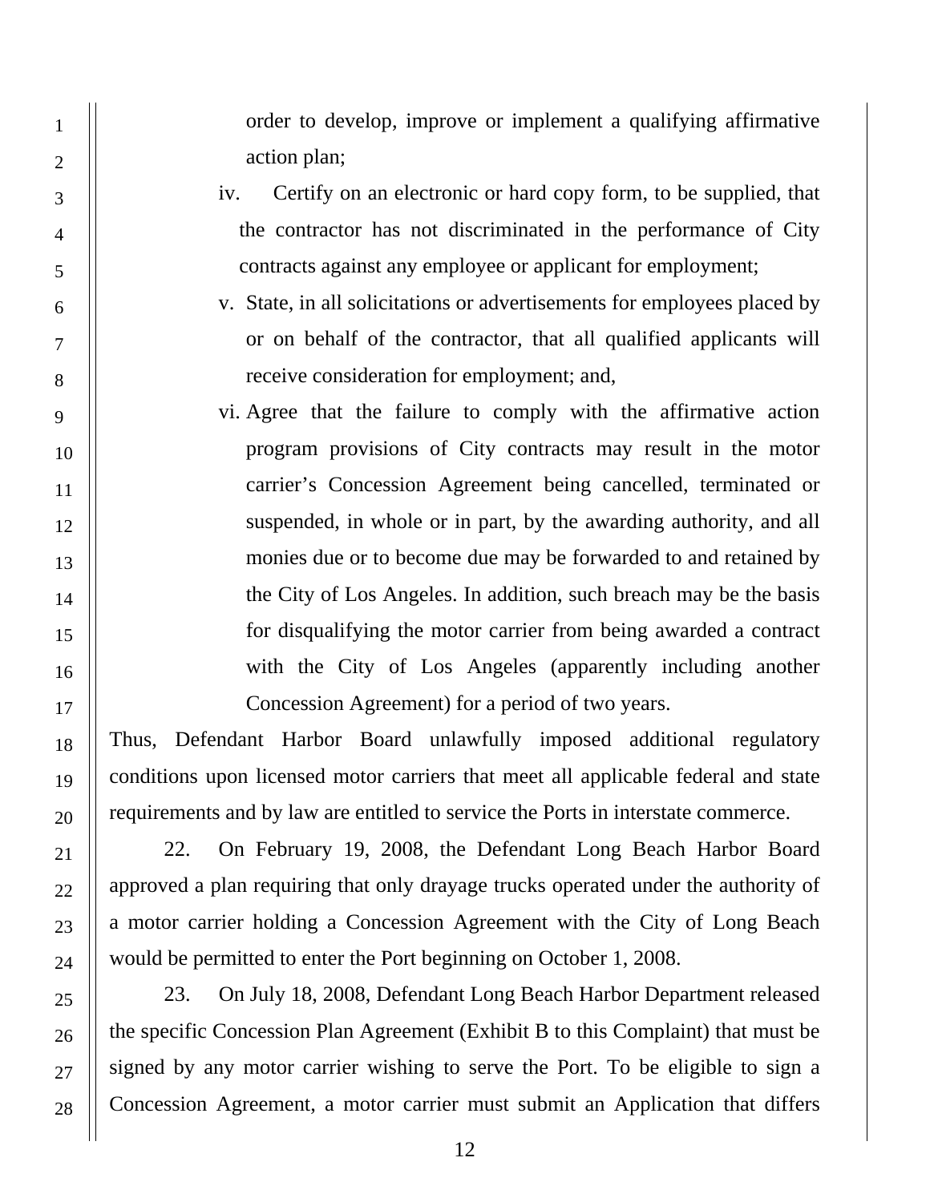order to develop, improve or implement a qualifying affirmative action plan;

iv. Certify on an electronic or hard copy form, to be supplied, that the contractor has not discriminated in the performance of City contracts against any employee or applicant for employment;

v. State, in all solicitations or advertisements for employees placed by or on behalf of the contractor, that all qualified applicants will receive consideration for employment; and,

vi. Agree that the failure to comply with the affirmative action program provisions of City contracts may result in the motor carrier's Concession Agreement being cancelled, terminated or suspended, in whole or in part, by the awarding authority, and all monies due or to become due may be forwarded to and retained by the City of Los Angeles. In addition, such breach may be the basis for disqualifying the motor carrier from being awarded a contract with the City of Los Angeles (apparently including another Concession Agreement) for a period of two years.

Thus, Defendant Harbor Board unlawfully imposed additional regulatory conditions upon licensed motor carriers that meet all applicable federal and state requirements and by law are entitled to service the Ports in interstate commerce.

22. On February 19, 2008, the Defendant Long Beach Harbor Board approved a plan requiring that only drayage trucks operated under the authority of a motor carrier holding a Concession Agreement with the City of Long Beach would be permitted to enter the Port beginning on October 1, 2008.

23. On July 18, 2008, Defendant Long Beach Harbor Department released the specific Concession Plan Agreement (Exhibit B to this Complaint) that must be signed by any motor carrier wishing to serve the Port. To be eligible to sign a Concession Agreement, a motor carrier must submit an Application that differs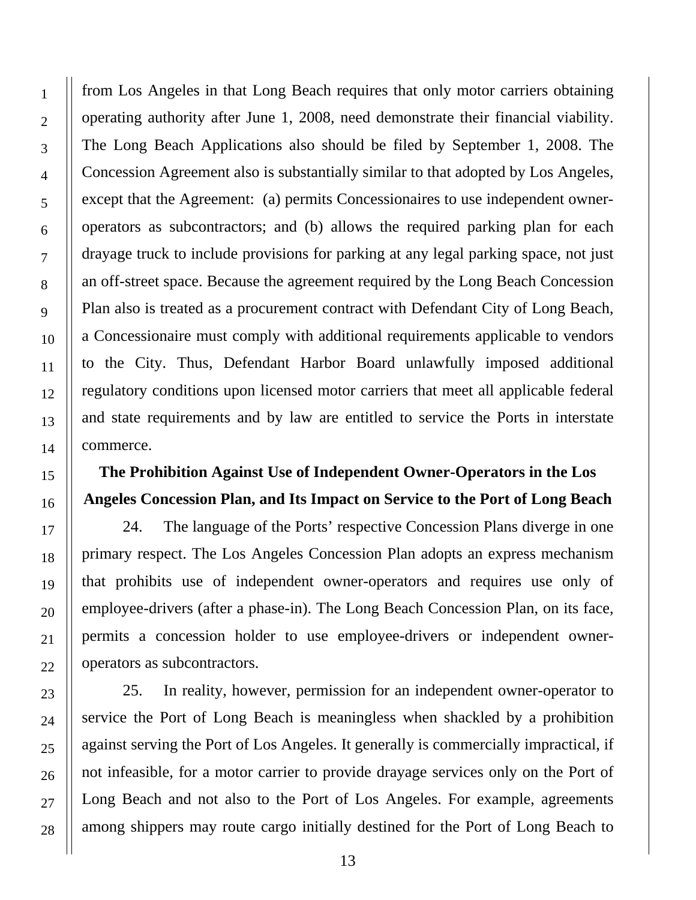from Los Angeles in that Long Beach requires that only motor carriers obtaining operating authority after June 1, 2008, need demonstrate their financial viability. The Long Beach Applications also should be filed by September 1, 2008. The Concession Agreement also is substantially similar to that adopted by Los Angeles, except that the Agreement: (a) permits Concessionaires to use independent owner-operators as subcontractors; and (b) allows the required parking plan for each drayage truck to include provisions for parking at any legal parking space, not just an off-street space. Because the agreement required by the Long Beach Concession Plan also is treated as a procurement contract with Defendant City of Long Beach, a Concessionaire must comply with additional requirements applicable to vendors to the City. Thus, Defendant Harbor Board unlawfully imposed additional regulatory conditions upon licensed motor carriers that meet all applicable federal and state requirements and by law are entitled to service the Ports in interstate commerce.

**The Prohibition Against Use of Independent Owner-Operators in the Los Angeles Concession Plan, and Its Impact on Service to the Port of Long Beach**

24. The language of the Ports' respective Concession Plans diverge in one primary respect. The Los Angeles Concession Plan adopts an express mechanism that prohibits use of independent owner-operators and requires use only of employee-drivers (after a phase-in). The Long Beach Concession Plan, on its face, permits a concession holder to use employee-drivers or independent owner-operators as subcontractors.

25. In reality, however, permission for an independent owner-operator to service the Port of Long Beach is meaningless when shackled by a prohibition against serving the Port of Los Angeles. It generally is commercially impractical, if not infeasible, for a motor carrier to provide drayage services only on the Port of Long Beach and not also to the Port of Los Angeles. For example, agreements among shippers may route cargo initially destined for the Port of Long Beach to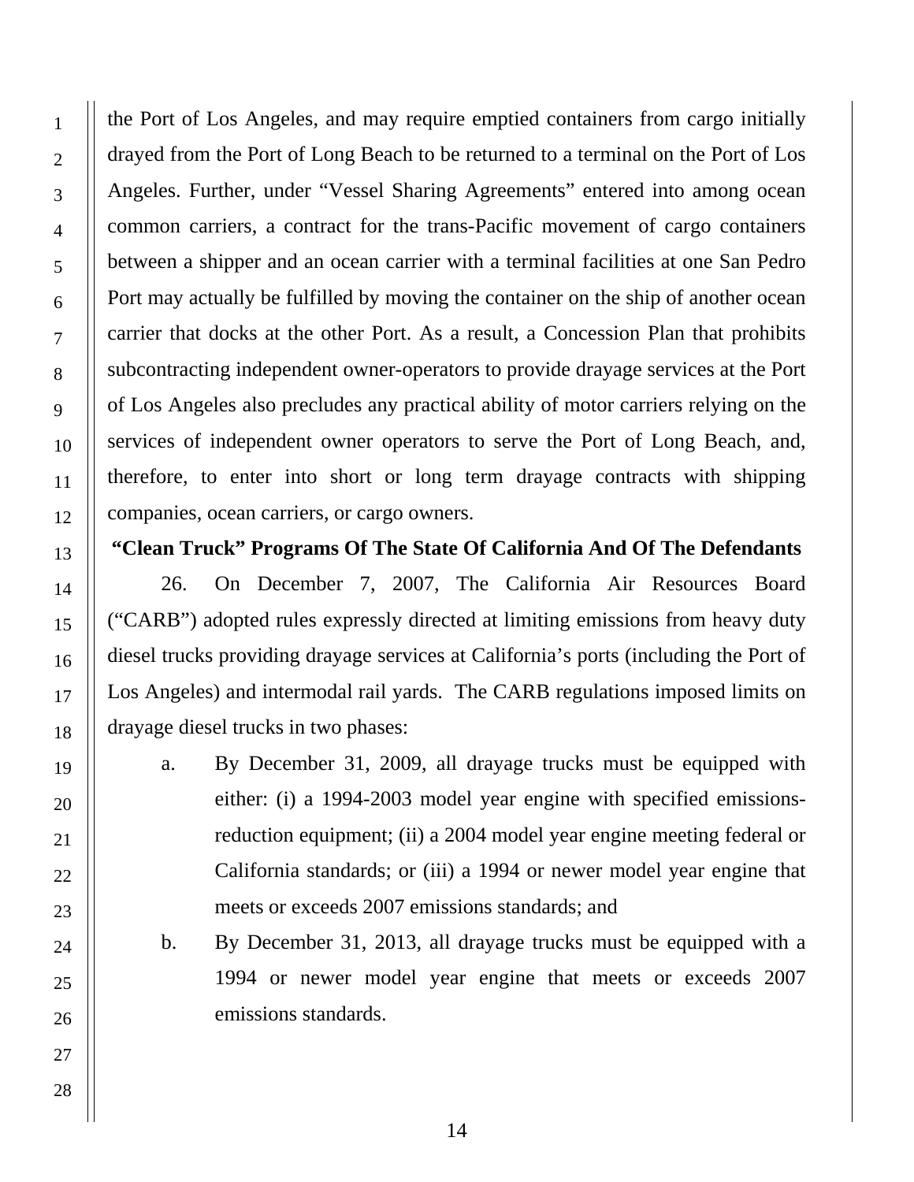the Port of Los Angeles, and may require emptied containers from cargo initially drayed from the Port of Long Beach to be returned to a terminal on the Port of Los Angeles. Further, under "Vessel Sharing Agreements" entered into among ocean common carriers, a contract for the trans-Pacific movement of cargo containers between a shipper and an ocean carrier with a terminal facilities at one San Pedro Port may actually be fulfilled by moving the container on the ship of another ocean carrier that docks at the other Port. As a result, a Concession Plan that prohibits subcontracting independent owner-operators to provide drayage services at the Port of Los Angeles also precludes any practical ability of motor carriers relying on the services of independent owner operators to serve the Port of Long Beach, and, therefore, to enter into short or long term drayage contracts with shipping companies, ocean carriers, or cargo owners.

**"Clean Truck" Programs Of The State Of California And Of The Defendants**

26. On December 7, 2007, The California Air Resources Board ("CARB") adopted rules expressly directed at limiting emissions from heavy duty diesel trucks providing drayage services at California's ports (including the Port of Los Angeles) and intermodal rail yards. The CARB regulations imposed limits on drayage diesel trucks in two phases:

a. By December 31, 2009, all drayage trucks must be equipped with either: (i) a 1994-2003 model year engine with specified emissions-reduction equipment; (ii) a 2004 model year engine meeting federal or California standards; or (iii) a 1994 or newer model year engine that meets or exceeds 2007 emissions standards; and

b. By December 31, 2013, all drayage trucks must be equipped with a 1994 or newer model year engine that meets or exceeds 2007 emissions standards.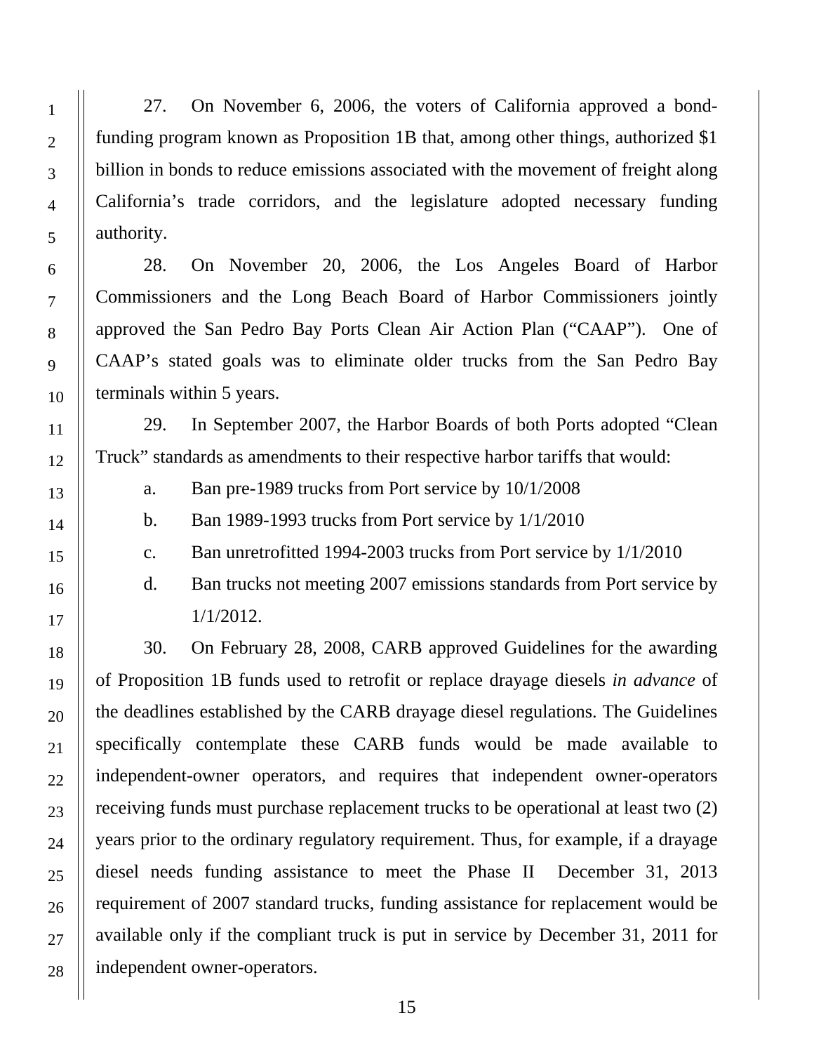27. On November 6, 2006, the voters of California approved a bond-funding program known as Proposition 1B that, among other things, authorized $1 billion in bonds to reduce emissions associated with the movement of freight along California's trade corridors, and the legislature adopted necessary funding authority.

28. On November 20, 2006, the Los Angeles Board of Harbor Commissioners and the Long Beach Board of Harbor Commissioners jointly approved the San Pedro Bay Ports Clean Air Action Plan ("CAAP"). One of CAAP's stated goals was to eliminate older trucks from the San Pedro Bay terminals within 5 years.

29. In September 2007, the Harbor Boards of both Ports adopted "Clean Truck" standards as amendments to their respective harbor tariffs that would:

a. Ban pre-1989 trucks from Port service by 10/1/2008

b. Ban 1989-1993 trucks from Port service by 1/1/2010

c. Ban unretrofitted 1994-2003 trucks from Port service by 1/1/2010

d. Ban trucks not meeting 2007 emissions standards from Port service by 1/1/2012.

30. On February 28, 2008, CARB approved Guidelines for the awarding of Proposition 1B funds used to retrofit or replace drayage diesels *in advance* of the deadlines established by the CARB drayage diesel regulations. The Guidelines specifically contemplate these CARB funds would be made available to independent-owner operators, and requires that independent owner-operators receiving funds must purchase replacement trucks to be operational at least two (2) years prior to the ordinary regulatory requirement. Thus, for example, if a drayage diesel needs funding assistance to meet the Phase II December 31, 2013 requirement of 2007 standard trucks, funding assistance for replacement would be available only if the compliant truck is put in service by December 31, 2011 for independent owner-operators.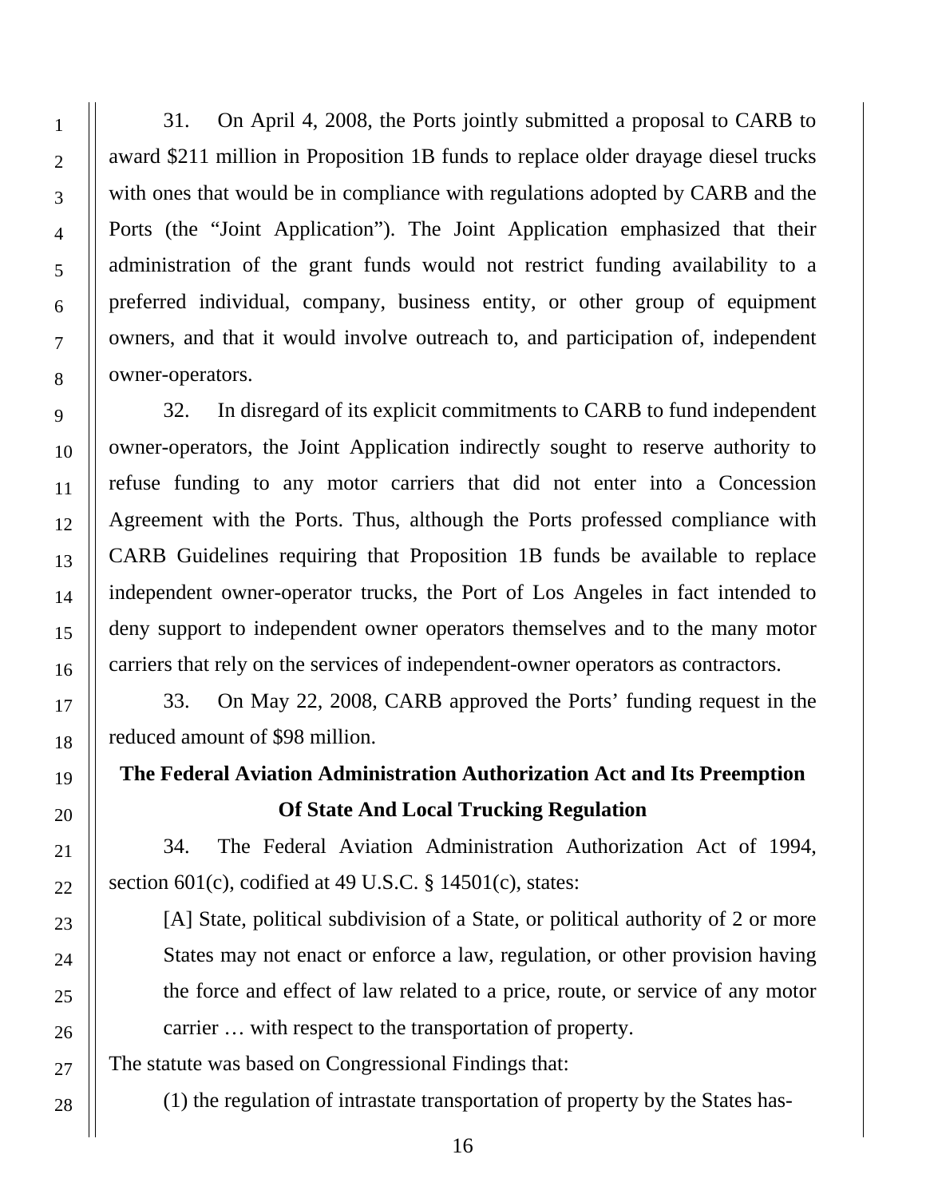31. On April 4, 2008, the Ports jointly submitted a proposal to CARB to award $211 million in Proposition 1B funds to replace older drayage diesel trucks with ones that would be in compliance with regulations adopted by CARB and the Ports (the "Joint Application"). The Joint Application emphasized that their administration of the grant funds would not restrict funding availability to a preferred individual, company, business entity, or other group of equipment owners, and that it would involve outreach to, and participation of, independent owner-operators.

32. In disregard of its explicit commitments to CARB to fund independent owner-operators, the Joint Application indirectly sought to reserve authority to refuse funding to any motor carriers that did not enter into a Concession Agreement with the Ports. Thus, although the Ports professed compliance with CARB Guidelines requiring that Proposition 1B funds be available to replace independent owner-operator trucks, the Port of Los Angeles in fact intended to deny support to independent owner operators themselves and to the many motor carriers that rely on the services of independent-owner operators as contractors.

33. On May 22, 2008, CARB approved the Ports' funding request in the reduced amount of $98 million.

**The Federal Aviation Administration Authorization Act and Its Preemption Of State And Local Trucking Regulation**

34. The Federal Aviation Administration Authorization Act of 1994, section 601(c), codified at 49 U.S.C. § 14501(c), states:

> [A] State, political subdivision of a State, or political authority of 2 or more States may not enact or enforce a law, regulation, or other provision having the force and effect of law related to a price, route, or service of any motor carrier … with respect to the transportation of property.

The statute was based on Congressional Findings that:

(1) the regulation of intrastate transportation of property by the States has-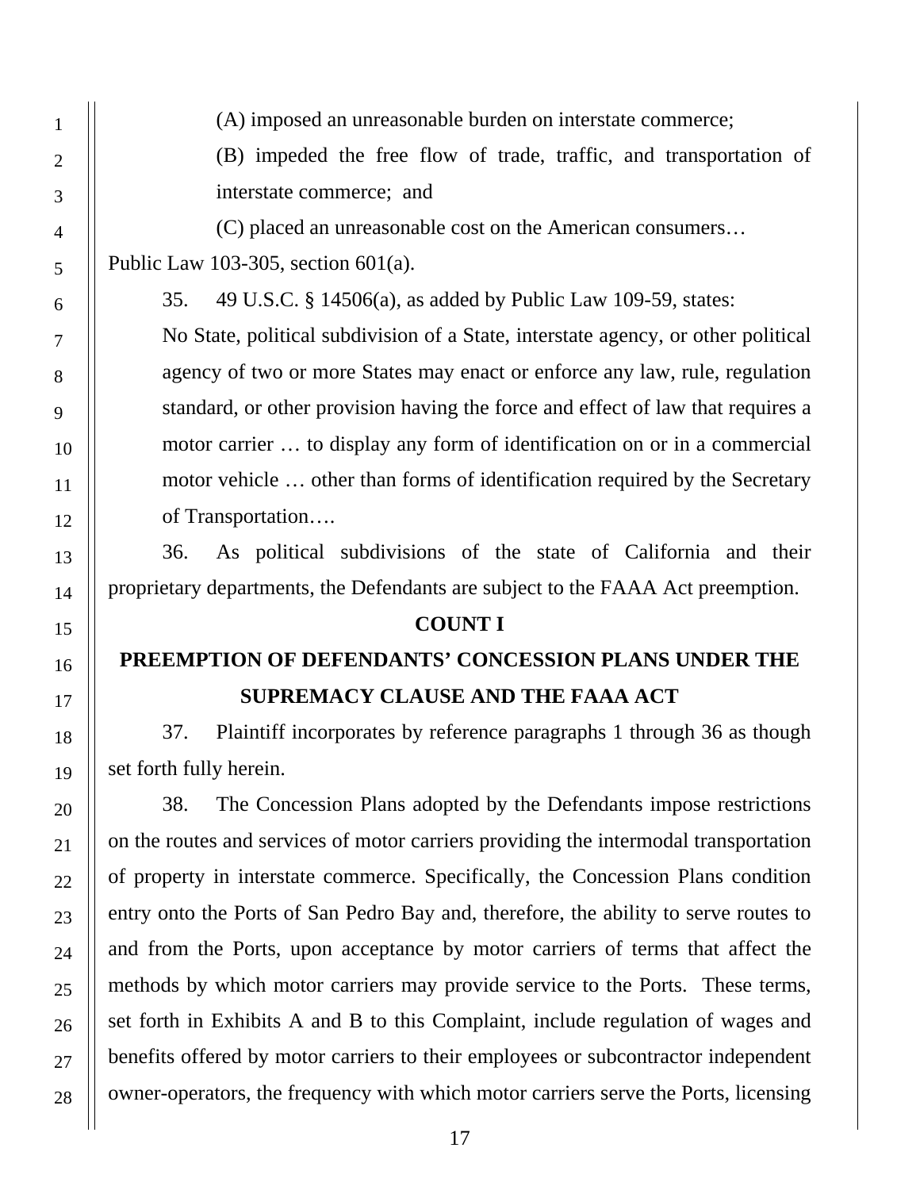(A) imposed an unreasonable burden on interstate commerce;

(B) impeded the free flow of trade, traffic, and transportation of interstate commerce; and

(C) placed an unreasonable cost on the American consumers…

Public Law 103-305, section 601(a).

35. 49 U.S.C. § 14506(a), as added by Public Law 109-59, states:

> No State, political subdivision of a State, interstate agency, or other political agency of two or more States may enact or enforce any law, rule, regulation standard, or other provision having the force and effect of law that requires a motor carrier … to display any form of identification on or in a commercial motor vehicle … other than forms of identification required by the Secretary of Transportation….

36. As political subdivisions of the state of California and their proprietary departments, the Defendants are subject to the FAAA Act preemption.

## COUNT I

## PREEMPTION OF DEFENDANTS' CONCESSION PLANS UNDER THE SUPREMACY CLAUSE AND THE FAAA ACT

37. Plaintiff incorporates by reference paragraphs 1 through 36 as though set forth fully herein.

38. The Concession Plans adopted by the Defendants impose restrictions on the routes and services of motor carriers providing the intermodal transportation of property in interstate commerce. Specifically, the Concession Plans condition entry onto the Ports of San Pedro Bay and, therefore, the ability to serve routes to and from the Ports, upon acceptance by motor carriers of terms that affect the methods by which motor carriers may provide service to the Ports. These terms, set forth in Exhibits A and B to this Complaint, include regulation of wages and benefits offered by motor carriers to their employees or subcontractor independent owner-operators, the frequency with which motor carriers serve the Ports, licensing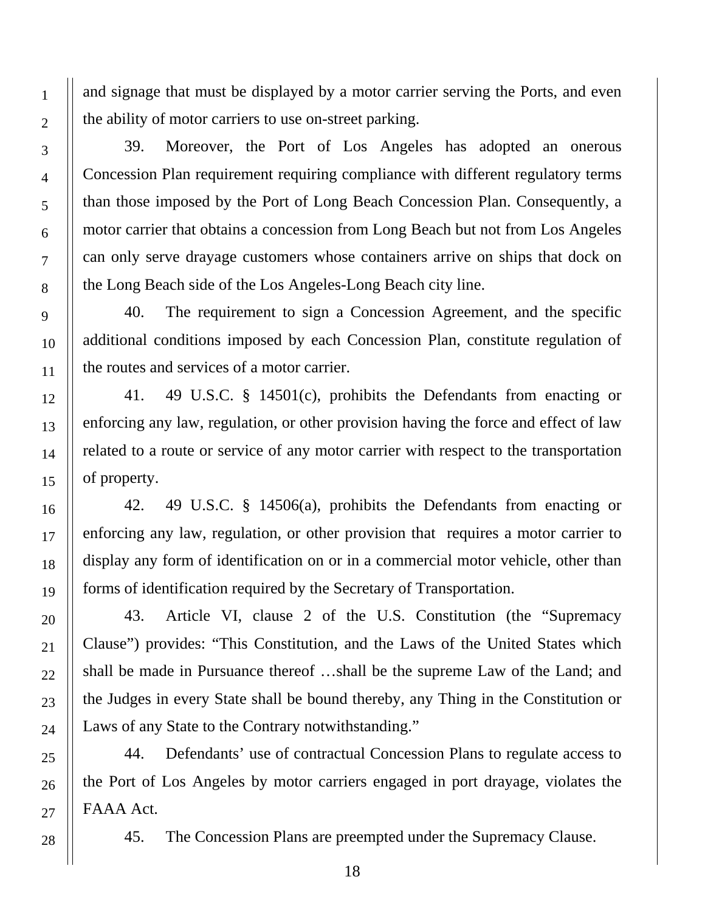and signage that must be displayed by a motor carrier serving the Ports, and even the ability of motor carriers to use on-street parking.

39. Moreover, the Port of Los Angeles has adopted an onerous Concession Plan requirement requiring compliance with different regulatory terms than those imposed by the Port of Long Beach Concession Plan. Consequently, a motor carrier that obtains a concession from Long Beach but not from Los Angeles can only serve drayage customers whose containers arrive on ships that dock on the Long Beach side of the Los Angeles-Long Beach city line.

40. The requirement to sign a Concession Agreement, and the specific additional conditions imposed by each Concession Plan, constitute regulation of the routes and services of a motor carrier.

41. 49 U.S.C. § 14501(c), prohibits the Defendants from enacting or enforcing any law, regulation, or other provision having the force and effect of law related to a route or service of any motor carrier with respect to the transportation of property.

42. 49 U.S.C. § 14506(a), prohibits the Defendants from enacting or enforcing any law, regulation, or other provision that requires a motor carrier to display any form of identification on or in a commercial motor vehicle, other than forms of identification required by the Secretary of Transportation.

43. Article VI, clause 2 of the U.S. Constitution (the "Supremacy Clause") provides: "This Constitution, and the Laws of the United States which shall be made in Pursuance thereof …shall be the supreme Law of the Land; and the Judges in every State shall be bound thereby, any Thing in the Constitution or Laws of any State to the Contrary notwithstanding."

44. Defendants' use of contractual Concession Plans to regulate access to the Port of Los Angeles by motor carriers engaged in port drayage, violates the FAAA Act.

45. The Concession Plans are preempted under the Supremacy Clause.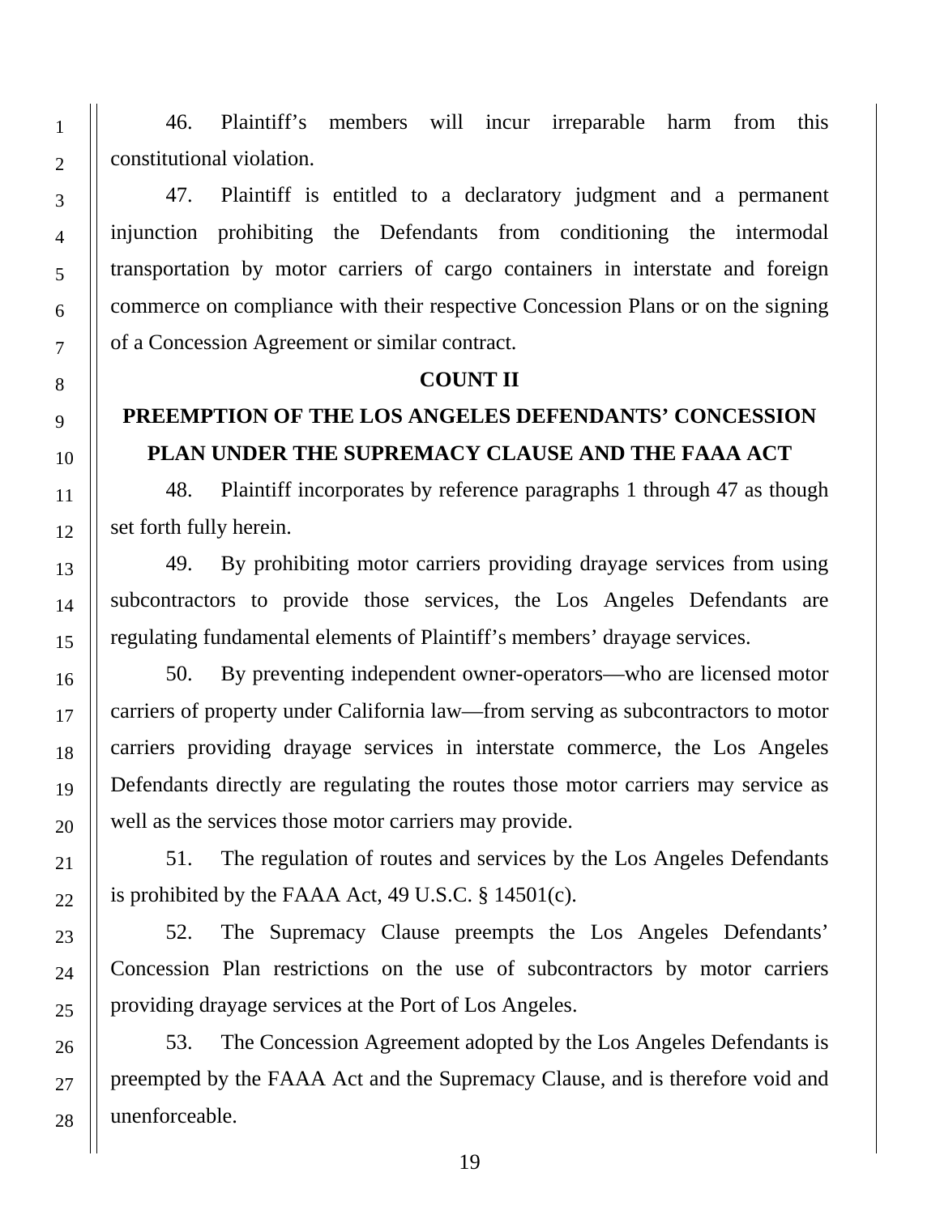46. Plaintiff's members will incur irreparable harm from this constitutional violation.

47. Plaintiff is entitled to a declaratory judgment and a permanent injunction prohibiting the Defendants from conditioning the intermodal transportation by motor carriers of cargo containers in interstate and foreign commerce on compliance with their respective Concession Plans or on the signing of a Concession Agreement or similar contract.

**COUNT II**

**PREEMPTION OF THE LOS ANGELES DEFENDANTS' CONCESSION PLAN UNDER THE SUPREMACY CLAUSE AND THE FAAA ACT**

48. Plaintiff incorporates by reference paragraphs 1 through 47 as though set forth fully herein.

49. By prohibiting motor carriers providing drayage services from using subcontractors to provide those services, the Los Angeles Defendants are regulating fundamental elements of Plaintiff's members' drayage services.

50. By preventing independent owner-operators—who are licensed motor carriers of property under California law—from serving as subcontractors to motor carriers providing drayage services in interstate commerce, the Los Angeles Defendants directly are regulating the routes those motor carriers may service as well as the services those motor carriers may provide.

51. The regulation of routes and services by the Los Angeles Defendants is prohibited by the FAAA Act, 49 U.S.C. § 14501(c).

52. The Supremacy Clause preempts the Los Angeles Defendants' Concession Plan restrictions on the use of subcontractors by motor carriers providing drayage services at the Port of Los Angeles.

53. The Concession Agreement adopted by the Los Angeles Defendants is preempted by the FAAA Act and the Supremacy Clause, and is therefore void and unenforceable.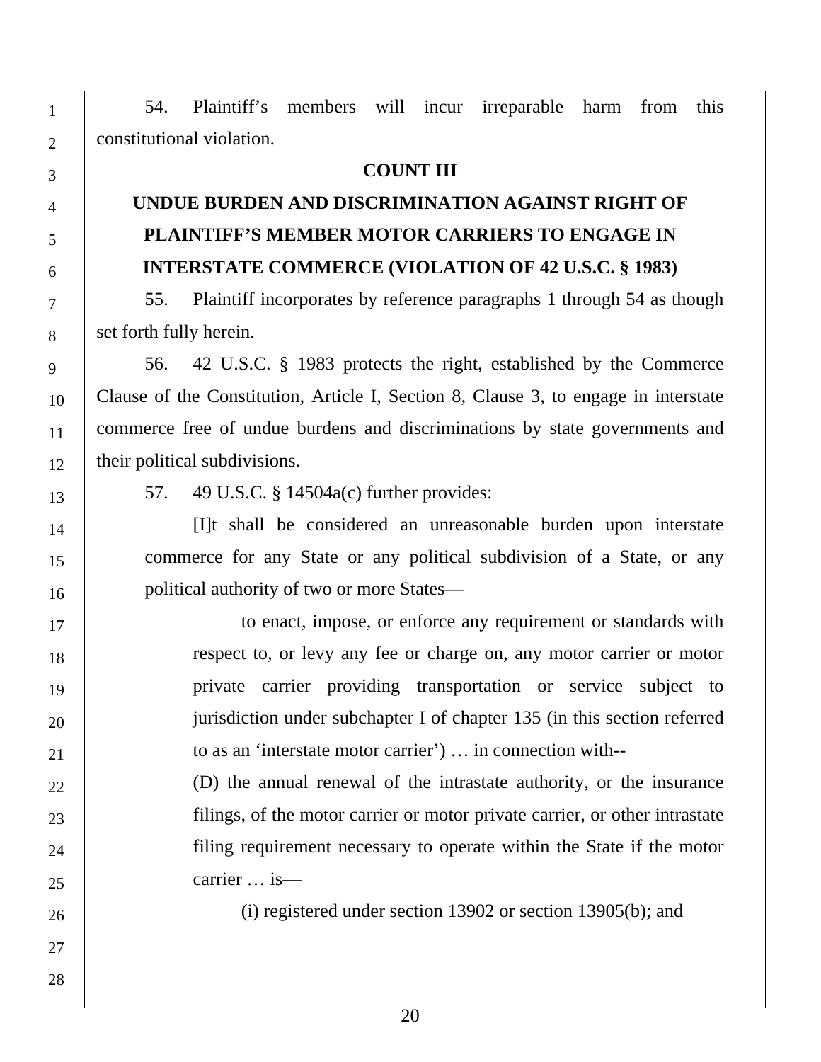54. Plaintiff's members will incur irreparable harm from this constitutional violation.

**COUNT III**

**UNDUE BURDEN AND DISCRIMINATION AGAINST RIGHT OF PLAINTIFF'S MEMBER MOTOR CARRIERS TO ENGAGE IN INTERSTATE COMMERCE (VIOLATION OF 42 U.S.C. § 1983)**

55. Plaintiff incorporates by reference paragraphs 1 through 54 as though set forth fully herein.

56. 42 U.S.C. § 1983 protects the right, established by the Commerce Clause of the Constitution, Article I, Section 8, Clause 3, to engage in interstate commerce free of undue burdens and discriminations by state governments and their political subdivisions.

57. 49 U.S.C. § 14504a(c) further provides:

> [I]t shall be considered an unreasonable burden upon interstate commerce for any State or any political subdivision of a State, or any political authority of two or more States—
>
> > to enact, impose, or enforce any requirement or standards with respect to, or levy any fee or charge on, any motor carrier or motor private carrier providing transportation or service subject to jurisdiction under subchapter I of chapter 135 (in this section referred to as an 'interstate motor carrier') … in connection with--
> >
> > (D) the annual renewal of the intrastate authority, or the insurance filings, of the motor carrier or motor private carrier, or other intrastate filing requirement necessary to operate within the State if the motor carrier … is—
> >
> > > (i) registered under section 13902 or section 13905(b); and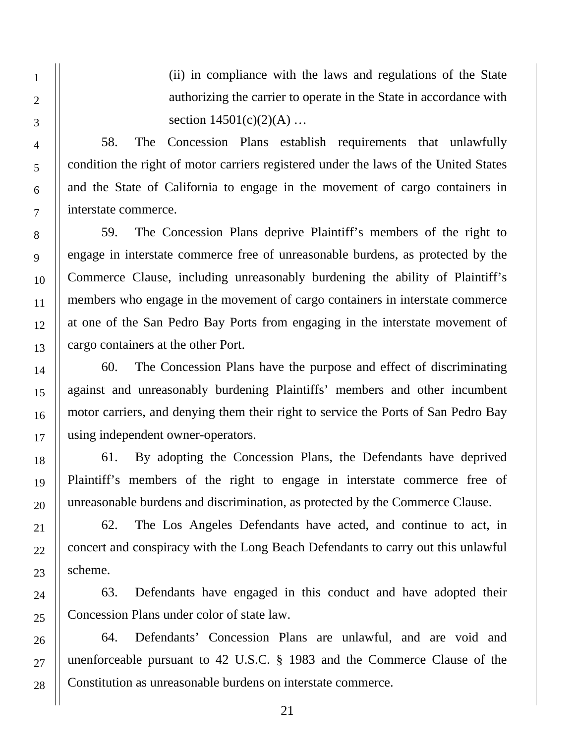> (ii) in compliance with the laws and regulations of the State authorizing the carrier to operate in the State in accordance with section 14501(c)(2)(A) …

58. The Concession Plans establish requirements that unlawfully condition the right of motor carriers registered under the laws of the United States and the State of California to engage in the movement of cargo containers in interstate commerce.

59. The Concession Plans deprive Plaintiff's members of the right to engage in interstate commerce free of unreasonable burdens, as protected by the Commerce Clause, including unreasonably burdening the ability of Plaintiff's members who engage in the movement of cargo containers in interstate commerce at one of the San Pedro Bay Ports from engaging in the interstate movement of cargo containers at the other Port.

60. The Concession Plans have the purpose and effect of discriminating against and unreasonably burdening Plaintiffs' members and other incumbent motor carriers, and denying them their right to service the Ports of San Pedro Bay using independent owner-operators.

61. By adopting the Concession Plans, the Defendants have deprived Plaintiff's members of the right to engage in interstate commerce free of unreasonable burdens and discrimination, as protected by the Commerce Clause.

62. The Los Angeles Defendants have acted, and continue to act, in concert and conspiracy with the Long Beach Defendants to carry out this unlawful scheme.

63. Defendants have engaged in this conduct and have adopted their Concession Plans under color of state law.

64. Defendants' Concession Plans are unlawful, and are void and unenforceable pursuant to 42 U.S.C. § 1983 and the Commerce Clause of the Constitution as unreasonable burdens on interstate commerce.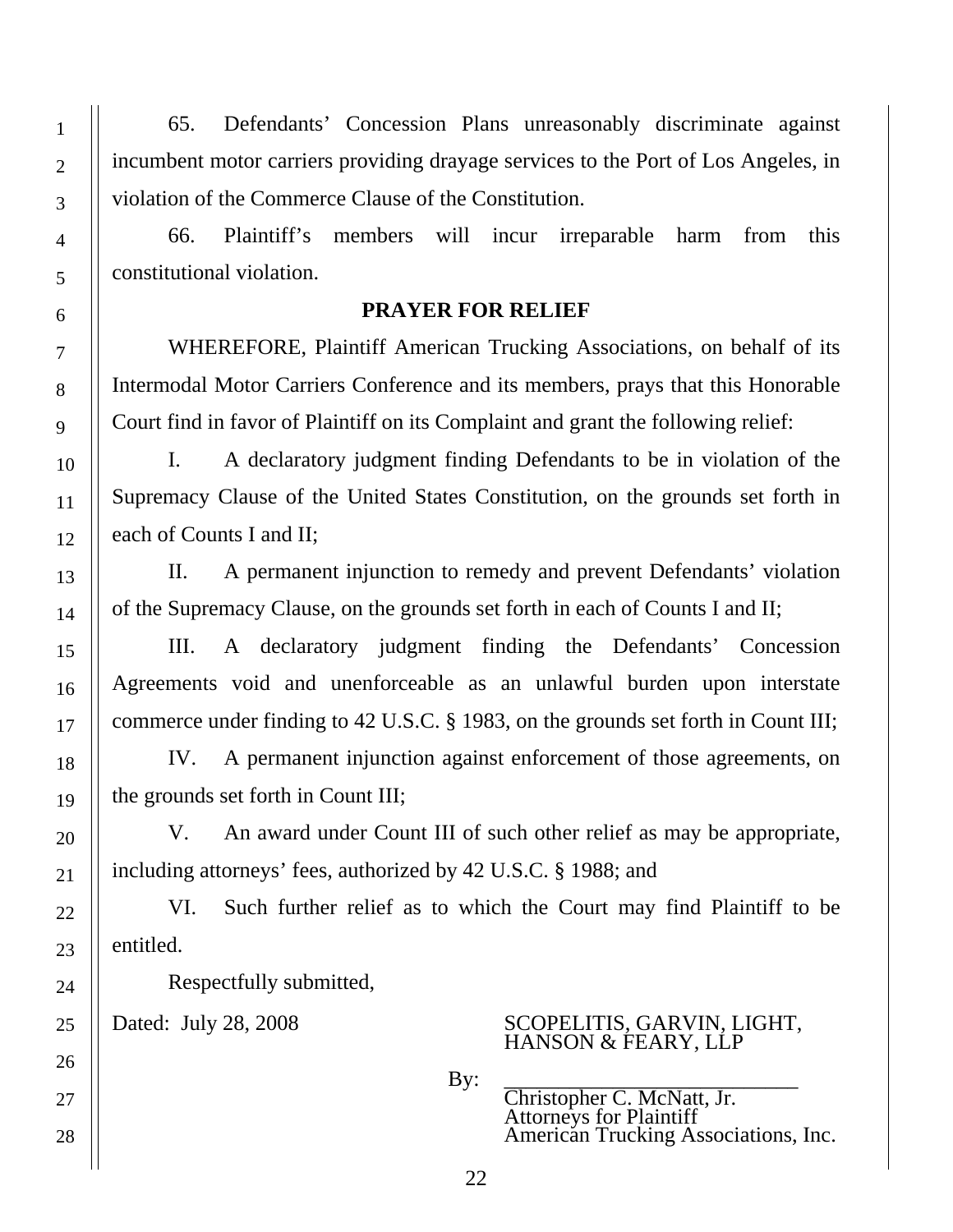65. Defendants' Concession Plans unreasonably discriminate against incumbent motor carriers providing drayage services to the Port of Los Angeles, in violation of the Commerce Clause of the Constitution.

66. Plaintiff's members will incur irreparable harm from this constitutional violation.

**PRAYER FOR RELIEF**

WHEREFORE, Plaintiff American Trucking Associations, on behalf of its Intermodal Motor Carriers Conference and its members, prays that this Honorable Court find in favor of Plaintiff on its Complaint and grant the following relief:

I. A declaratory judgment finding Defendants to be in violation of the Supremacy Clause of the United States Constitution, on the grounds set forth in each of Counts I and II;

II. A permanent injunction to remedy and prevent Defendants' violation of the Supremacy Clause, on the grounds set forth in each of Counts I and II;

III. A declaratory judgment finding the Defendants' Concession Agreements void and unenforceable as an unlawful burden upon interstate commerce under finding to 42 U.S.C. § 1983, on the grounds set forth in Count III;

IV. A permanent injunction against enforcement of those agreements, on the grounds set forth in Count III;

V. An award under Count III of such other relief as may be appropriate, including attorneys' fees, authorized by 42 U.S.C. § 1988; and

VI. Such further relief as to which the Court may find Plaintiff to be entitled.

Respectfully submitted,

Dated: July 28, 2008

SCOPELITIS, GARVIN, LIGHT, HANSON & FEARY, LLP

By: ____________________________
Christopher C. McNatt, Jr.
Attorneys for Plaintiff
American Trucking Associations, Inc.